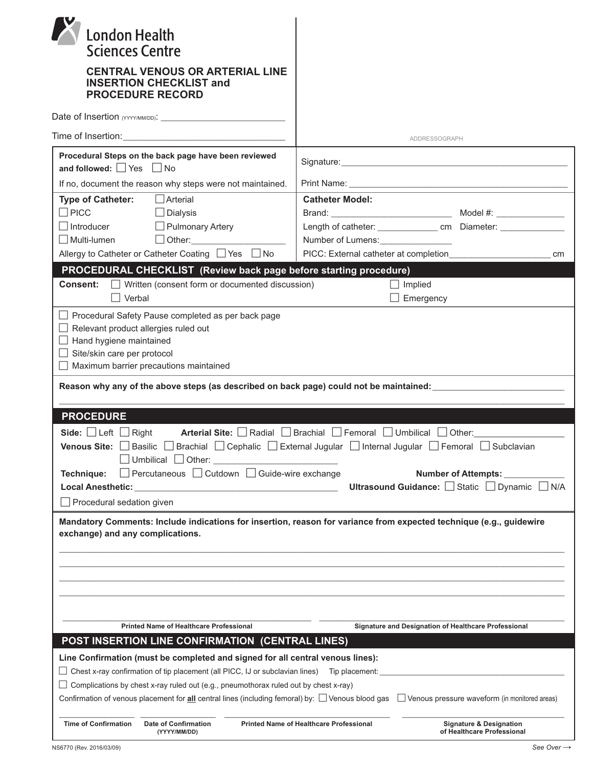London Health Sciences Centre

# CENTRAL VENOUS OR ARTERIAL LINE INSERTION CHECKLIST and PROCEDURE RECORD

Date of Insertion (YYYY/MM/DD): ___________________________

Time of Insertion: ___________________________________

ADDRESSOGRAPH

**Procedural Steps on the back page have been reviewed and followed:** ☐ Yes ☐ No

If no, document the reason why steps were not maintained.

Signature: ___________________________________________________

Print Name: __________________________________________________

**Type of Catheter:** ☐ Arterial ☐ PICC ☐ Dialysis ☐ Introducer ☐ Pulmonary Artery ☐ Multi-lumen ☐ Other: ___________________

Allergy to Catheter or Catheter Coating ☐ Yes ☐ No

**Catheter Model:**

Brand: __________________________ Model #: ______________

Length of catheter: ____________ cm Diameter: _____________

Number of Lumens: _______________

PICC: External catheter at completion ____________________ cm

## PROCEDURAL CHECKLIST (Review back page before starting procedure)

**Consent:** ☐ Written (consent form or documented discussion) ☐ Implied ☐ Verbal ☐ Emergency

- ☐ Procedural Safety Pause completed as per back page
- ☐ Relevant product allergies ruled out
- ☐ Hand hygiene maintained
- ☐ Site/skin care per protocol
- ☐ Maximum barrier precautions maintained

**Reason why any of the above steps (as described on back page) could not be maintained:** ___________________________

_____________________________________________________________________________________________

## PROCEDURE

**Side:** ☐ Left ☐ Right **Arterial Site:** ☐ Radial ☐ Brachial ☐ Femoral ☐ Umbilical ☐ Other: ________________

**Venous Site:** ☐ Basilic ☐ Brachial ☐ Cephalic ☐ External Jugular ☐ Internal Jugular ☐ Femoral ☐ Subclavian ☐ Umbilical ☐ Other: _________________________

**Technique:** ☐ Percutaneous ☐ Cutdown ☐ Guide-wire exchange **Number of Attempts:** ____________

**Local Anesthetic:** __________________________________________ **Ultrasound Guidance:** ☐ Static ☐ Dynamic ☐ N/A

☐ Procedural sedation given

**Mandatory Comments: Include indications for insertion, reason for variance from expected technique (e.g., guidewire exchange) and any complications.**

_____________________________________________________________________________________________

_____________________________________________________________________________________________

_____________________________________________________________________________________________

_____________________________________________________________________________________________

| _________________________________ | _________________________________ |
|---|---|
| **Printed Name of Healthcare Professional** | **Signature and Designation of Healthcare Professional** |

## POST INSERTION LINE CONFIRMATION (CENTRAL LINES)

**Line Confirmation (must be completed and signed for all central venous lines):**

☐ Chest x-ray confirmation of tip placement (all PICC, IJ or subclavian lines) Tip placement: ______________________________

☐ Complications by chest x-ray ruled out (e.g., pneumothorax ruled out by chest x-ray)

Confirmation of venous placement for **all** central lines (including femoral) by: ☐ Venous blood gas ☐ Venous pressure waveform (in monitored areas)

| ____________ | ____________ | ____________________ | ____________________ |
|---|---|---|---|
| **Time of Confirmation** | **Date of Confirmation (YYYY/MM/DD)** | **Printed Name of Healthcare Professional** | **Signature & Designation of Healthcare Professional** |

NS6770 (Rev. 2016/03/09)

*See Over →*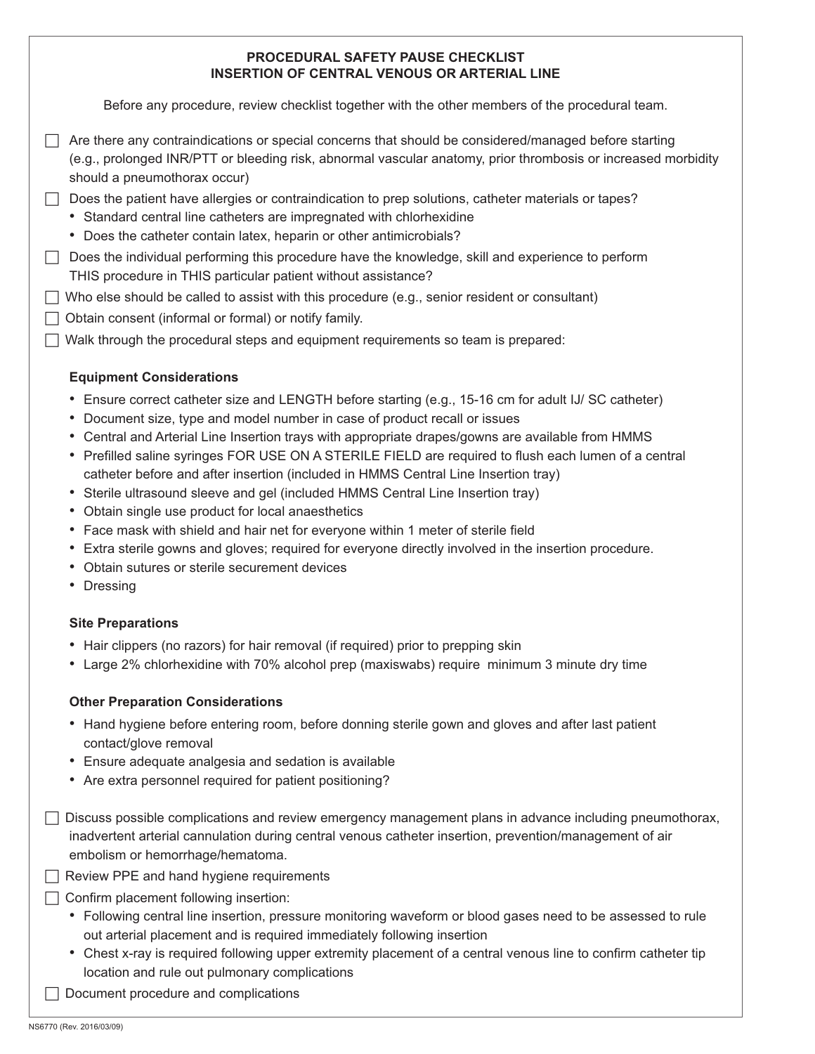**PROCEDURAL SAFETY PAUSE CHECKLIST**
**INSERTION OF CENTRAL VENOUS OR ARTERIAL LINE**

Before any procedure, review checklist together with the other members of the procedural team.

- ☐ Are there any contraindications or special concerns that should be considered/managed before starting (e.g., prolonged INR/PTT or bleeding risk, abnormal vascular anatomy, prior thrombosis or increased morbidity should a pneumothorax occur)
- ☐ Does the patient have allergies or contraindication to prep solutions, catheter materials or tapes?
  - Standard central line catheters are impregnated with chlorhexidine
  - Does the catheter contain latex, heparin or other antimicrobials?
- ☐ Does the individual performing this procedure have the knowledge, skill and experience to perform THIS procedure in THIS particular patient without assistance?
- ☐ Who else should be called to assist with this procedure (e.g., senior resident or consultant)
- ☐ Obtain consent (informal or formal) or notify family.
- ☐ Walk through the procedural steps and equipment requirements so team is prepared:

**Equipment Considerations**

- Ensure correct catheter size and LENGTH before starting (e.g., 15-16 cm for adult IJ/ SC catheter)
- Document size, type and model number in case of product recall or issues
- Central and Arterial Line Insertion trays with appropriate drapes/gowns are available from HMMS
- Prefilled saline syringes FOR USE ON A STERILE FIELD are required to flush each lumen of a central catheter before and after insertion (included in HMMS Central Line Insertion tray)
- Sterile ultrasound sleeve and gel (included HMMS Central Line Insertion tray)
- Obtain single use product for local anaesthetics
- Face mask with shield and hair net for everyone within 1 meter of sterile field
- Extra sterile gowns and gloves; required for everyone directly involved in the insertion procedure.
- Obtain sutures or sterile securement devices
- Dressing

**Site Preparations**

- Hair clippers (no razors) for hair removal (if required) prior to prepping skin
- Large 2% chlorhexidine with 70% alcohol prep (maxiswabs) require minimum 3 minute dry time

**Other Preparation Considerations**

- Hand hygiene before entering room, before donning sterile gown and gloves and after last patient contact/glove removal
- Ensure adequate analgesia and sedation is available
- Are extra personnel required for patient positioning?

- ☐ Discuss possible complications and review emergency management plans in advance including pneumothorax, inadvertent arterial cannulation during central venous catheter insertion, prevention/management of air embolism or hemorrhage/hematoma.
- ☐ Review PPE and hand hygiene requirements
- ☐ Confirm placement following insertion:
  - Following central line insertion, pressure monitoring waveform or blood gases need to be assessed to rule out arterial placement and is required immediately following insertion
  - Chest x-ray is required following upper extremity placement of a central venous line to confirm catheter tip location and rule out pulmonary complications
- ☐ Document procedure and complications

NS6770 (Rev. 2016/03/09)